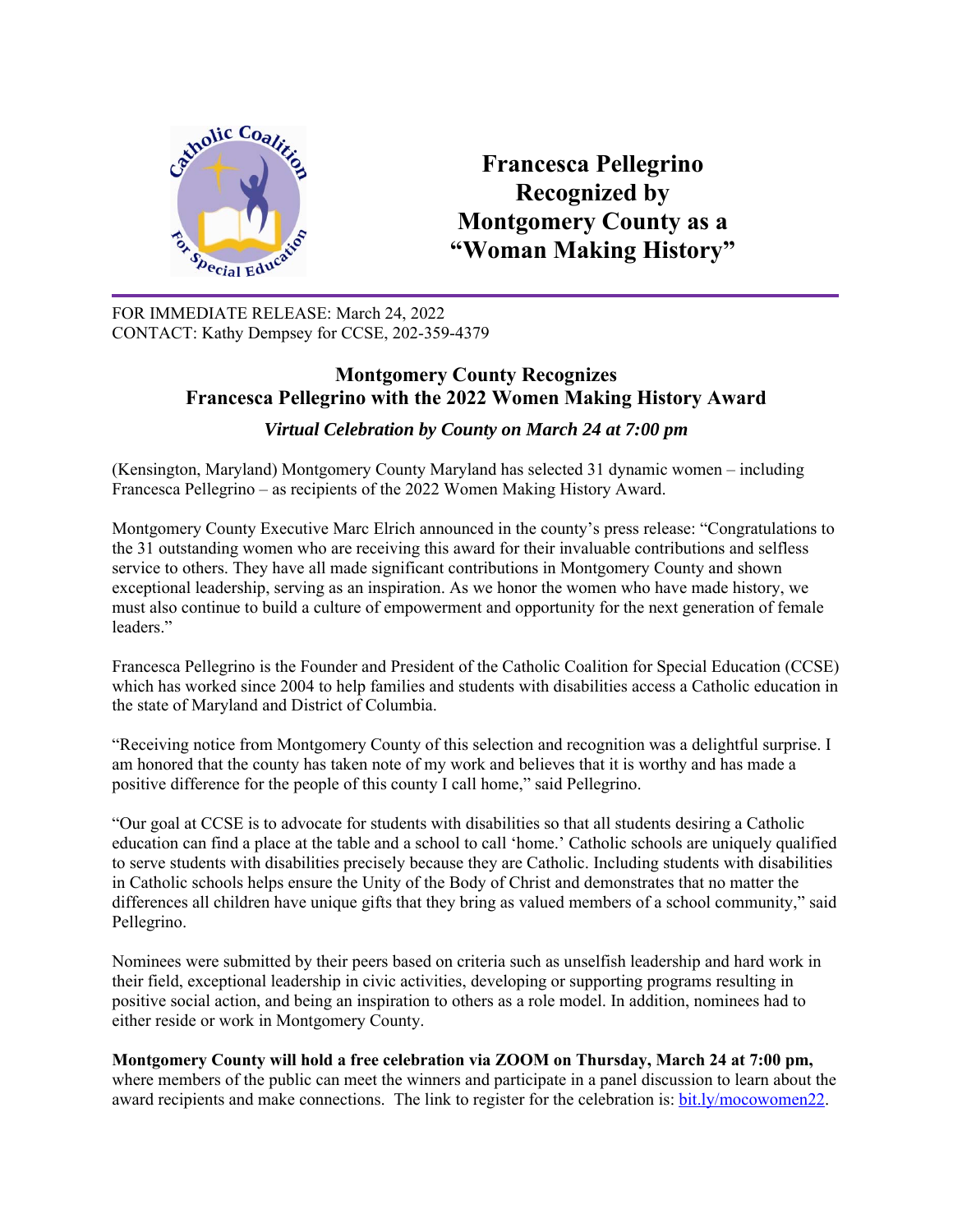# Francesca Pellegrino Recognized by Montgomery County as a "Woman Making History"

FOR IMMEDIATE RELEASE: March 24, 2022
CONTACT: Kathy Dempsey for CCSE, 202-359-4379

## Montgomery County Recognizes Francesca Pellegrino with the 2022 Women Making History Award

***Virtual Celebration by County on March 24 at 7:00 pm***

(Kensington, Maryland) Montgomery County Maryland has selected 31 dynamic women – including Francesca Pellegrino – as recipients of the 2022 Women Making History Award.

Montgomery County Executive Marc Elrich announced in the county's press release: "Congratulations to the 31 outstanding women who are receiving this award for their invaluable contributions and selfless service to others. They have all made significant contributions in Montgomery County and shown exceptional leadership, serving as an inspiration. As we honor the women who have made history, we must also continue to build a culture of empowerment and opportunity for the next generation of female leaders."

Francesca Pellegrino is the Founder and President of the Catholic Coalition for Special Education (CCSE) which has worked since 2004 to help families and students with disabilities access a Catholic education in the state of Maryland and District of Columbia.

"Receiving notice from Montgomery County of this selection and recognition was a delightful surprise. I am honored that the county has taken note of my work and believes that it is worthy and has made a positive difference for the people of this county I call home," said Pellegrino.

"Our goal at CCSE is to advocate for students with disabilities so that all students desiring a Catholic education can find a place at the table and a school to call 'home.' Catholic schools are uniquely qualified to serve students with disabilities precisely because they are Catholic. Including students with disabilities in Catholic schools helps ensure the Unity of the Body of Christ and demonstrates that no matter the differences all children have unique gifts that they bring as valued members of a school community," said Pellegrino.

Nominees were submitted by their peers based on criteria such as unselfish leadership and hard work in their field, exceptional leadership in civic activities, developing or supporting programs resulting in positive social action, and being an inspiration to others as a role model. In addition, nominees had to either reside or work in Montgomery County.

**Montgomery County will hold a free celebration via ZOOM on Thursday, March 24 at 7:00 pm,** where members of the public can meet the winners and participate in a panel discussion to learn about the award recipients and make connections. The link to register for the celebration is: [bit.ly/mocowomen22](bit.ly/mocowomen22).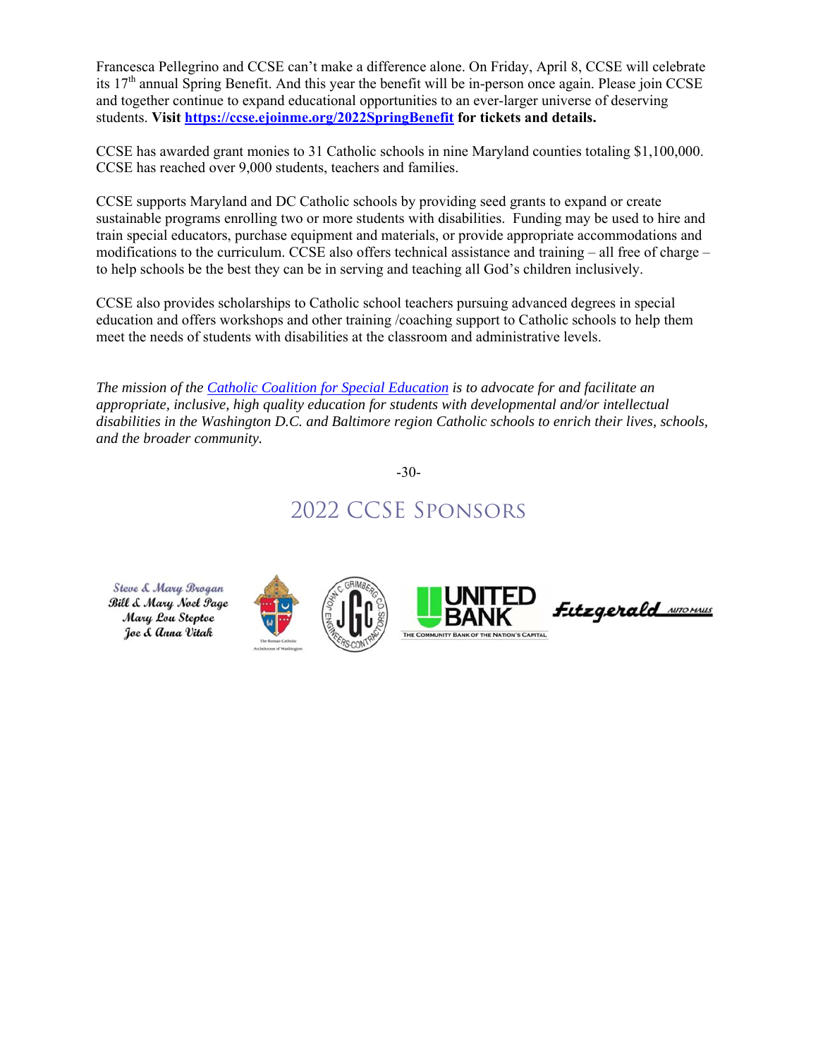Francesca Pellegrino and CCSE can't make a difference alone. On Friday, April 8, CCSE will celebrate its 17th annual Spring Benefit. And this year the benefit will be in-person once again. Please join CCSE and together continue to expand educational opportunities to an ever-larger universe of deserving students. **Visit [https://ccse.ejoinme.org/2022SpringBenefit](https://ccse.ejoinme.org/2022SpringBenefit) for tickets and details.**

CCSE has awarded grant monies to 31 Catholic schools in nine Maryland counties totaling $1,100,000. CCSE has reached over 9,000 students, teachers and families.

CCSE supports Maryland and DC Catholic schools by providing seed grants to expand or create sustainable programs enrolling two or more students with disabilities. Funding may be used to hire and train special educators, purchase equipment and materials, or provide appropriate accommodations and modifications to the curriculum. CCSE also offers technical assistance and training – all free of charge – to help schools be the best they can be in serving and teaching all God's children inclusively.

CCSE also provides scholarships to Catholic school teachers pursuing advanced degrees in special education and offers workshops and other training /coaching support to Catholic schools to help them meet the needs of students with disabilities at the classroom and administrative levels.

*The mission of the [Catholic Coalition for Special Education](#) is to advocate for and facilitate an appropriate, inclusive, high quality education for students with developmental and/or intellectual disabilities in the Washington D.C. and Baltimore region Catholic schools to enrich their lives, schools, and the broader community.*

-30-

## 2022 CCSE Sponsors

Steve & Mary Brogan
Bill & Mary Noel Page
Mary Lou Steptoe
Joe & Anna Vitak

The Roman Catholic Archdiocese of Washington

John C. Grimberg Co. Engineers-Contractors JGC

UNITED BANK
THE COMMUNITY BANK OF THE NATION'S CAPITAL

Fitzgerald AUTO MALLS